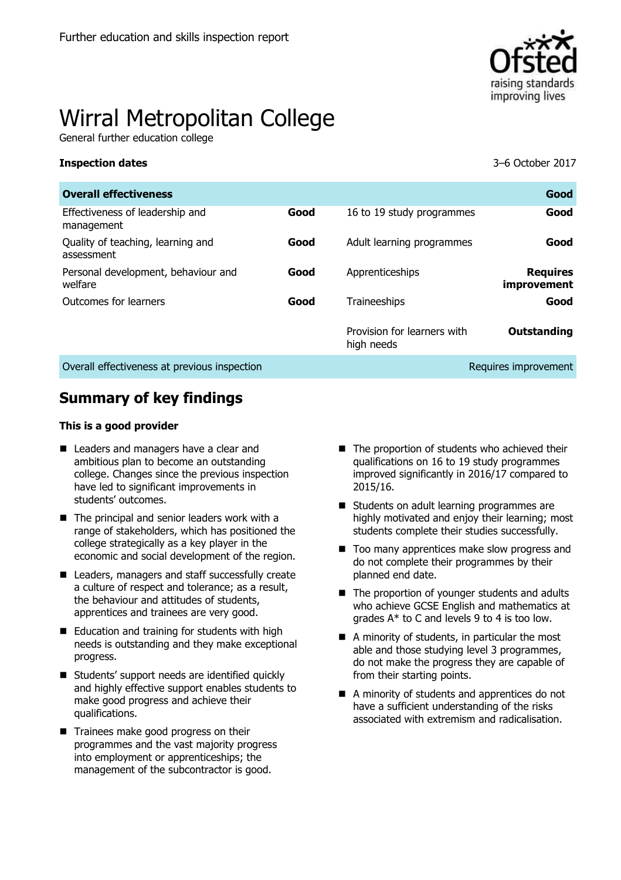Further education and skills inspection report

# Wirral Metropolitan College

General further education college

**Inspection dates** 3–6 October 2017

| **Overall effectiveness** | | | **Good** |
|---|---|---|---|
| Effectiveness of leadership and management | **Good** | 16 to 19 study programmes | **Good** |
| Quality of teaching, learning and assessment | **Good** | Adult learning programmes | **Good** |
| Personal development, behaviour and welfare | **Good** | Apprenticeships | **Requires improvement** |
| Outcomes for learners | **Good** | Traineeships | **Good** |
| | | Provision for learners with high needs | **Outstanding** |
| Overall effectiveness at previous inspection | | | Requires improvement |

## Summary of key findings

**This is a good provider**

- Leaders and managers have a clear and ambitious plan to become an outstanding college. Changes since the previous inspection have led to significant improvements in students' outcomes.
- The principal and senior leaders work with a range of stakeholders, which has positioned the college strategically as a key player in the economic and social development of the region.
- Leaders, managers and staff successfully create a culture of respect and tolerance; as a result, the behaviour and attitudes of students, apprentices and trainees are very good.
- Education and training for students with high needs is outstanding and they make exceptional progress.
- Students' support needs are identified quickly and highly effective support enables students to make good progress and achieve their qualifications.
- Trainees make good progress on their programmes and the vast majority progress into employment or apprenticeships; the management of the subcontractor is good.
- The proportion of students who achieved their qualifications on 16 to 19 study programmes improved significantly in 2016/17 compared to 2015/16.
- Students on adult learning programmes are highly motivated and enjoy their learning; most students complete their studies successfully.
- Too many apprentices make slow progress and do not complete their programmes by their planned end date.
- The proportion of younger students and adults who achieve GCSE English and mathematics at grades A* to C and levels 9 to 4 is too low.
- A minority of students, in particular the most able and those studying level 3 programmes, do not make the progress they are capable of from their starting points.
- A minority of students and apprentices do not have a sufficient understanding of the risks associated with extremism and radicalisation.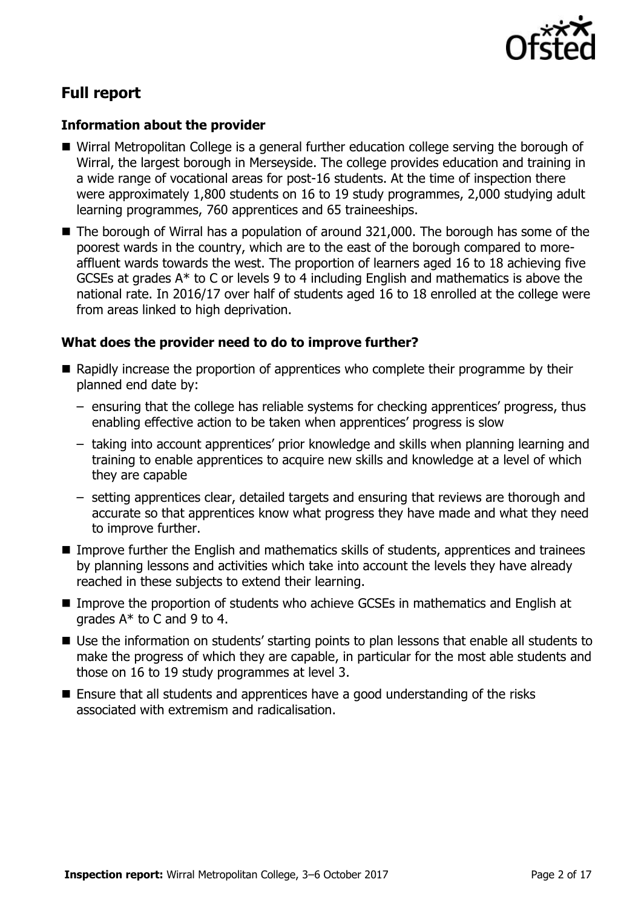## Full report

### Information about the provider

- Wirral Metropolitan College is a general further education college serving the borough of Wirral, the largest borough in Merseyside. The college provides education and training in a wide range of vocational areas for post-16 students. At the time of inspection there were approximately 1,800 students on 16 to 19 study programmes, 2,000 studying adult learning programmes, 760 apprentices and 65 traineeships.
- The borough of Wirral has a population of around 321,000. The borough has some of the poorest wards in the country, which are to the east of the borough compared to more-affluent wards towards the west. The proportion of learners aged 16 to 18 achieving five GCSEs at grades A* to C or levels 9 to 4 including English and mathematics is above the national rate. In 2016/17 over half of students aged 16 to 18 enrolled at the college were from areas linked to high deprivation.

### What does the provider need to do to improve further?

- Rapidly increase the proportion of apprentices who complete their programme by their planned end date by:
  - ensuring that the college has reliable systems for checking apprentices' progress, thus enabling effective action to be taken when apprentices' progress is slow
  - taking into account apprentices' prior knowledge and skills when planning learning and training to enable apprentices to acquire new skills and knowledge at a level of which they are capable
  - setting apprentices clear, detailed targets and ensuring that reviews are thorough and accurate so that apprentices know what progress they have made and what they need to improve further.
- Improve further the English and mathematics skills of students, apprentices and trainees by planning lessons and activities which take into account the levels they have already reached in these subjects to extend their learning.
- Improve the proportion of students who achieve GCSEs in mathematics and English at grades A* to C and 9 to 4.
- Use the information on students' starting points to plan lessons that enable all students to make the progress of which they are capable, in particular for the most able students and those on 16 to 19 study programmes at level 3.
- Ensure that all students and apprentices have a good understanding of the risks associated with extremism and radicalisation.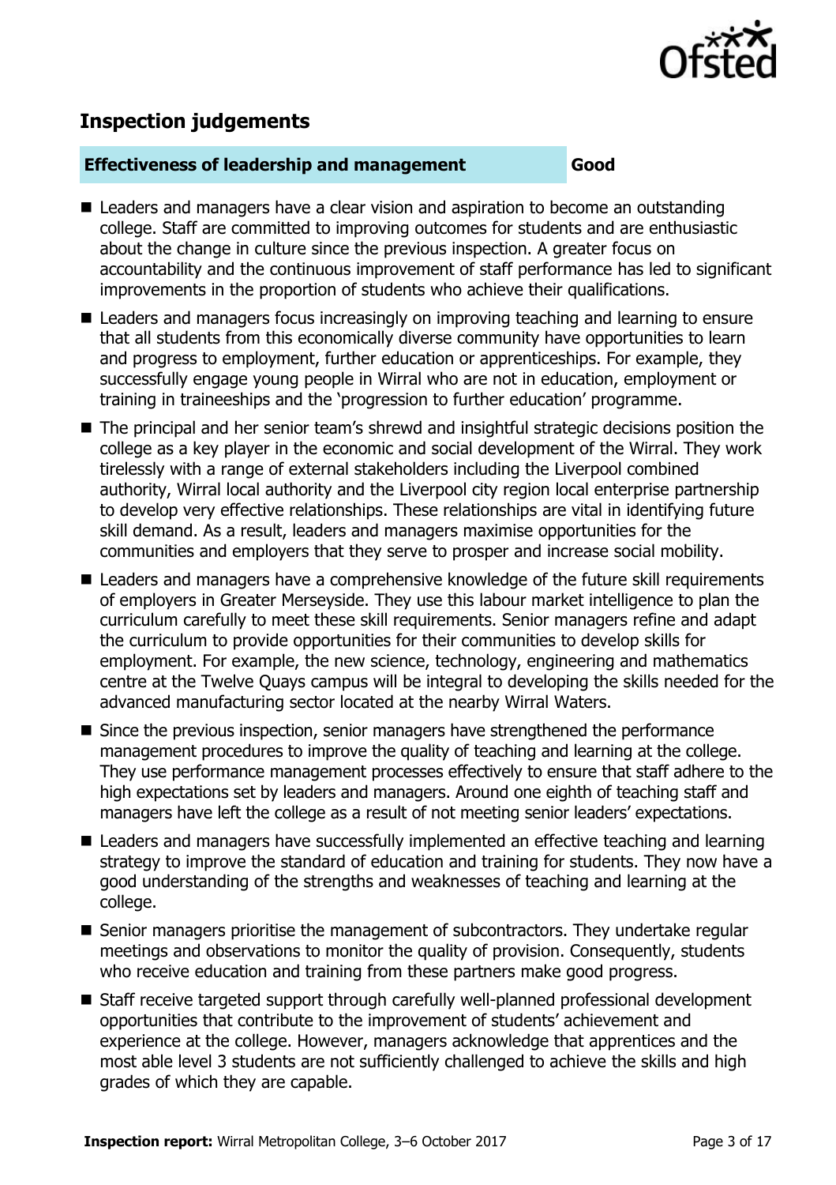## Inspection judgements

**Effectiveness of leadership and management** **Good**

- Leaders and managers have a clear vision and aspiration to become an outstanding college. Staff are committed to improving outcomes for students and are enthusiastic about the change in culture since the previous inspection. A greater focus on accountability and the continuous improvement of staff performance has led to significant improvements in the proportion of students who achieve their qualifications.
- Leaders and managers focus increasingly on improving teaching and learning to ensure that all students from this economically diverse community have opportunities to learn and progress to employment, further education or apprenticeships. For example, they successfully engage young people in Wirral who are not in education, employment or training in traineeships and the 'progression to further education' programme.
- The principal and her senior team's shrewd and insightful strategic decisions position the college as a key player in the economic and social development of the Wirral. They work tirelessly with a range of external stakeholders including the Liverpool combined authority, Wirral local authority and the Liverpool city region local enterprise partnership to develop very effective relationships. These relationships are vital in identifying future skill demand. As a result, leaders and managers maximise opportunities for the communities and employers that they serve to prosper and increase social mobility.
- Leaders and managers have a comprehensive knowledge of the future skill requirements of employers in Greater Merseyside. They use this labour market intelligence to plan the curriculum carefully to meet these skill requirements. Senior managers refine and adapt the curriculum to provide opportunities for their communities to develop skills for employment. For example, the new science, technology, engineering and mathematics centre at the Twelve Quays campus will be integral to developing the skills needed for the advanced manufacturing sector located at the nearby Wirral Waters.
- Since the previous inspection, senior managers have strengthened the performance management procedures to improve the quality of teaching and learning at the college. They use performance management processes effectively to ensure that staff adhere to the high expectations set by leaders and managers. Around one eighth of teaching staff and managers have left the college as a result of not meeting senior leaders' expectations.
- Leaders and managers have successfully implemented an effective teaching and learning strategy to improve the standard of education and training for students. They now have a good understanding of the strengths and weaknesses of teaching and learning at the college.
- Senior managers prioritise the management of subcontractors. They undertake regular meetings and observations to monitor the quality of provision. Consequently, students who receive education and training from these partners make good progress.
- Staff receive targeted support through carefully well-planned professional development opportunities that contribute to the improvement of students' achievement and experience at the college. However, managers acknowledge that apprentices and the most able level 3 students are not sufficiently challenged to achieve the skills and high grades of which they are capable.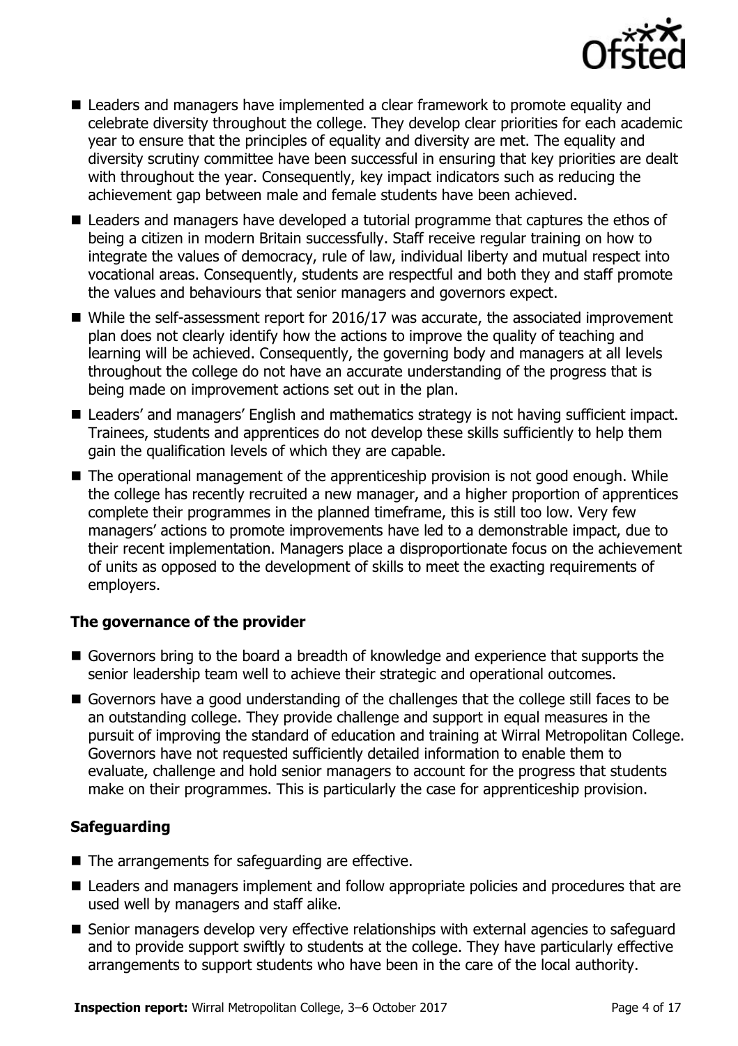- Leaders and managers have implemented a clear framework to promote equality and celebrate diversity throughout the college. They develop clear priorities for each academic year to ensure that the principles of equality and diversity are met. The equality and diversity scrutiny committee have been successful in ensuring that key priorities are dealt with throughout the year. Consequently, key impact indicators such as reducing the achievement gap between male and female students have been achieved.
- Leaders and managers have developed a tutorial programme that captures the ethos of being a citizen in modern Britain successfully. Staff receive regular training on how to integrate the values of democracy, rule of law, individual liberty and mutual respect into vocational areas. Consequently, students are respectful and both they and staff promote the values and behaviours that senior managers and governors expect.
- While the self-assessment report for 2016/17 was accurate, the associated improvement plan does not clearly identify how the actions to improve the quality of teaching and learning will be achieved. Consequently, the governing body and managers at all levels throughout the college do not have an accurate understanding of the progress that is being made on improvement actions set out in the plan.
- Leaders' and managers' English and mathematics strategy is not having sufficient impact. Trainees, students and apprentices do not develop these skills sufficiently to help them gain the qualification levels of which they are capable.
- The operational management of the apprenticeship provision is not good enough. While the college has recently recruited a new manager, and a higher proportion of apprentices complete their programmes in the planned timeframe, this is still too low. Very few managers' actions to promote improvements have led to a demonstrable impact, due to their recent implementation. Managers place a disproportionate focus on the achievement of units as opposed to the development of skills to meet the exacting requirements of employers.

### The governance of the provider

- Governors bring to the board a breadth of knowledge and experience that supports the senior leadership team well to achieve their strategic and operational outcomes.
- Governors have a good understanding of the challenges that the college still faces to be an outstanding college. They provide challenge and support in equal measures in the pursuit of improving the standard of education and training at Wirral Metropolitan College. Governors have not requested sufficiently detailed information to enable them to evaluate, challenge and hold senior managers to account for the progress that students make on their programmes. This is particularly the case for apprenticeship provision.

### Safeguarding

- The arrangements for safeguarding are effective.
- Leaders and managers implement and follow appropriate policies and procedures that are used well by managers and staff alike.
- Senior managers develop very effective relationships with external agencies to safeguard and to provide support swiftly to students at the college. They have particularly effective arrangements to support students who have been in the care of the local authority.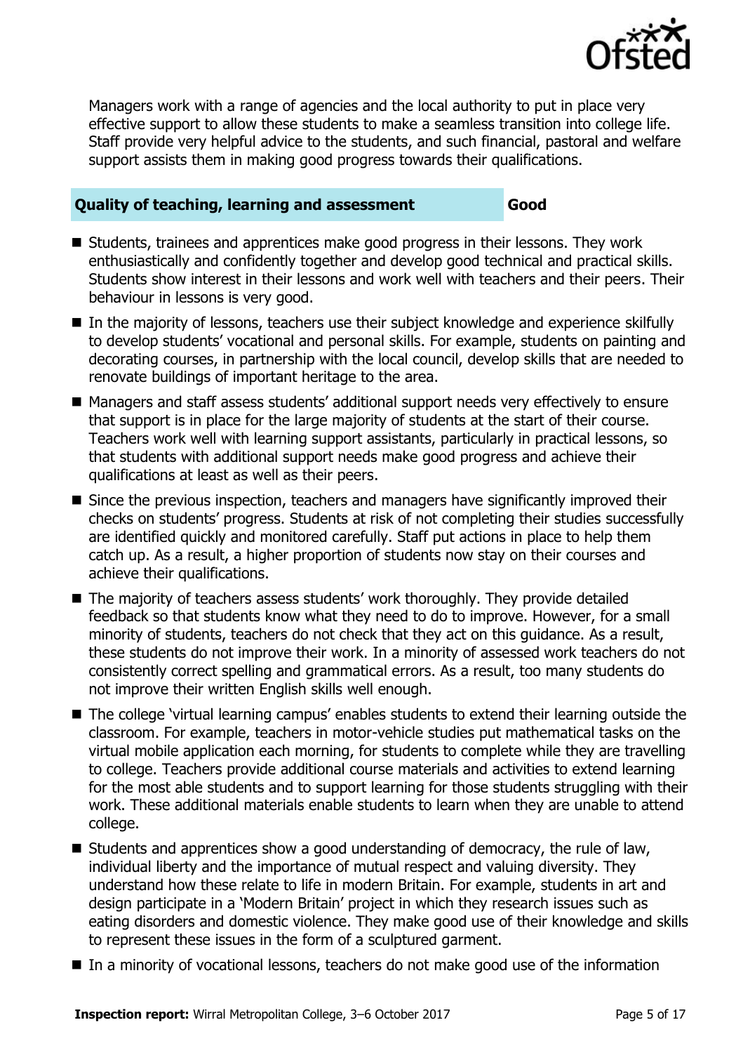Managers work with a range of agencies and the local authority to put in place very effective support to allow these students to make a seamless transition into college life. Staff provide very helpful advice to the students, and such financial, pastoral and welfare support assists them in making good progress towards their qualifications.

| **Quality of teaching, learning and assessment** | **Good** |
| --- | --- |

- Students, trainees and apprentices make good progress in their lessons. They work enthusiastically and confidently together and develop good technical and practical skills. Students show interest in their lessons and work well with teachers and their peers. Their behaviour in lessons is very good.
- In the majority of lessons, teachers use their subject knowledge and experience skilfully to develop students' vocational and personal skills. For example, students on painting and decorating courses, in partnership with the local council, develop skills that are needed to renovate buildings of important heritage to the area.
- Managers and staff assess students' additional support needs very effectively to ensure that support is in place for the large majority of students at the start of their course. Teachers work well with learning support assistants, particularly in practical lessons, so that students with additional support needs make good progress and achieve their qualifications at least as well as their peers.
- Since the previous inspection, teachers and managers have significantly improved their checks on students' progress. Students at risk of not completing their studies successfully are identified quickly and monitored carefully. Staff put actions in place to help them catch up. As a result, a higher proportion of students now stay on their courses and achieve their qualifications.
- The majority of teachers assess students' work thoroughly. They provide detailed feedback so that students know what they need to do to improve. However, for a small minority of students, teachers do not check that they act on this guidance. As a result, these students do not improve their work. In a minority of assessed work teachers do not consistently correct spelling and grammatical errors. As a result, too many students do not improve their written English skills well enough.
- The college 'virtual learning campus' enables students to extend their learning outside the classroom. For example, teachers in motor-vehicle studies put mathematical tasks on the virtual mobile application each morning, for students to complete while they are travelling to college. Teachers provide additional course materials and activities to extend learning for the most able students and to support learning for those students struggling with their work. These additional materials enable students to learn when they are unable to attend college.
- Students and apprentices show a good understanding of democracy, the rule of law, individual liberty and the importance of mutual respect and valuing diversity. They understand how these relate to life in modern Britain. For example, students in art and design participate in a 'Modern Britain' project in which they research issues such as eating disorders and domestic violence. They make good use of their knowledge and skills to represent these issues in the form of a sculptured garment.
- In a minority of vocational lessons, teachers do not make good use of the information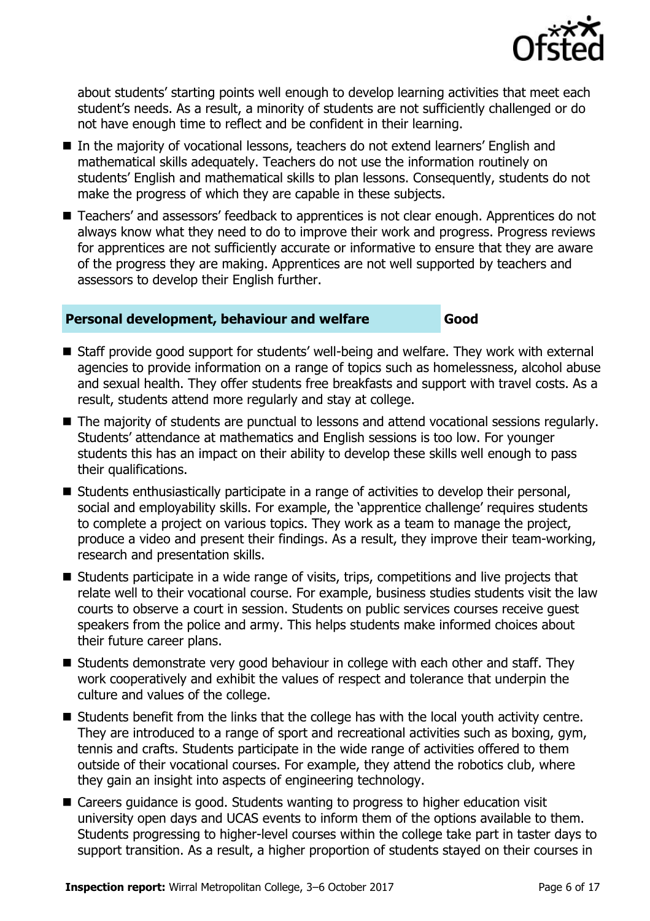about students' starting points well enough to develop learning activities that meet each student's needs. As a result, a minority of students are not sufficiently challenged or do not have enough time to reflect and be confident in their learning.

- In the majority of vocational lessons, teachers do not extend learners' English and mathematical skills adequately. Teachers do not use the information routinely on students' English and mathematical skills to plan lessons. Consequently, students do not make the progress of which they are capable in these subjects.
- Teachers' and assessors' feedback to apprentices is not clear enough. Apprentices do not always know what they need to do to improve their work and progress. Progress reviews for apprentices are not sufficiently accurate or informative to ensure that they are aware of the progress they are making. Apprentices are not well supported by teachers and assessors to develop their English further.

| **Personal development, behaviour and welfare** | **Good** |
|---|---|

- Staff provide good support for students' well-being and welfare. They work with external agencies to provide information on a range of topics such as homelessness, alcohol abuse and sexual health. They offer students free breakfasts and support with travel costs. As a result, students attend more regularly and stay at college.
- The majority of students are punctual to lessons and attend vocational sessions regularly. Students' attendance at mathematics and English sessions is too low. For younger students this has an impact on their ability to develop these skills well enough to pass their qualifications.
- Students enthusiastically participate in a range of activities to develop their personal, social and employability skills. For example, the 'apprentice challenge' requires students to complete a project on various topics. They work as a team to manage the project, produce a video and present their findings. As a result, they improve their team-working, research and presentation skills.
- Students participate in a wide range of visits, trips, competitions and live projects that relate well to their vocational course. For example, business studies students visit the law courts to observe a court in session. Students on public services courses receive guest speakers from the police and army. This helps students make informed choices about their future career plans.
- Students demonstrate very good behaviour in college with each other and staff. They work cooperatively and exhibit the values of respect and tolerance that underpin the culture and values of the college.
- Students benefit from the links that the college has with the local youth activity centre. They are introduced to a range of sport and recreational activities such as boxing, gym, tennis and crafts. Students participate in the wide range of activities offered to them outside of their vocational courses. For example, they attend the robotics club, where they gain an insight into aspects of engineering technology.
- Careers guidance is good. Students wanting to progress to higher education visit university open days and UCAS events to inform them of the options available to them. Students progressing to higher-level courses within the college take part in taster days to support transition. As a result, a higher proportion of students stayed on their courses in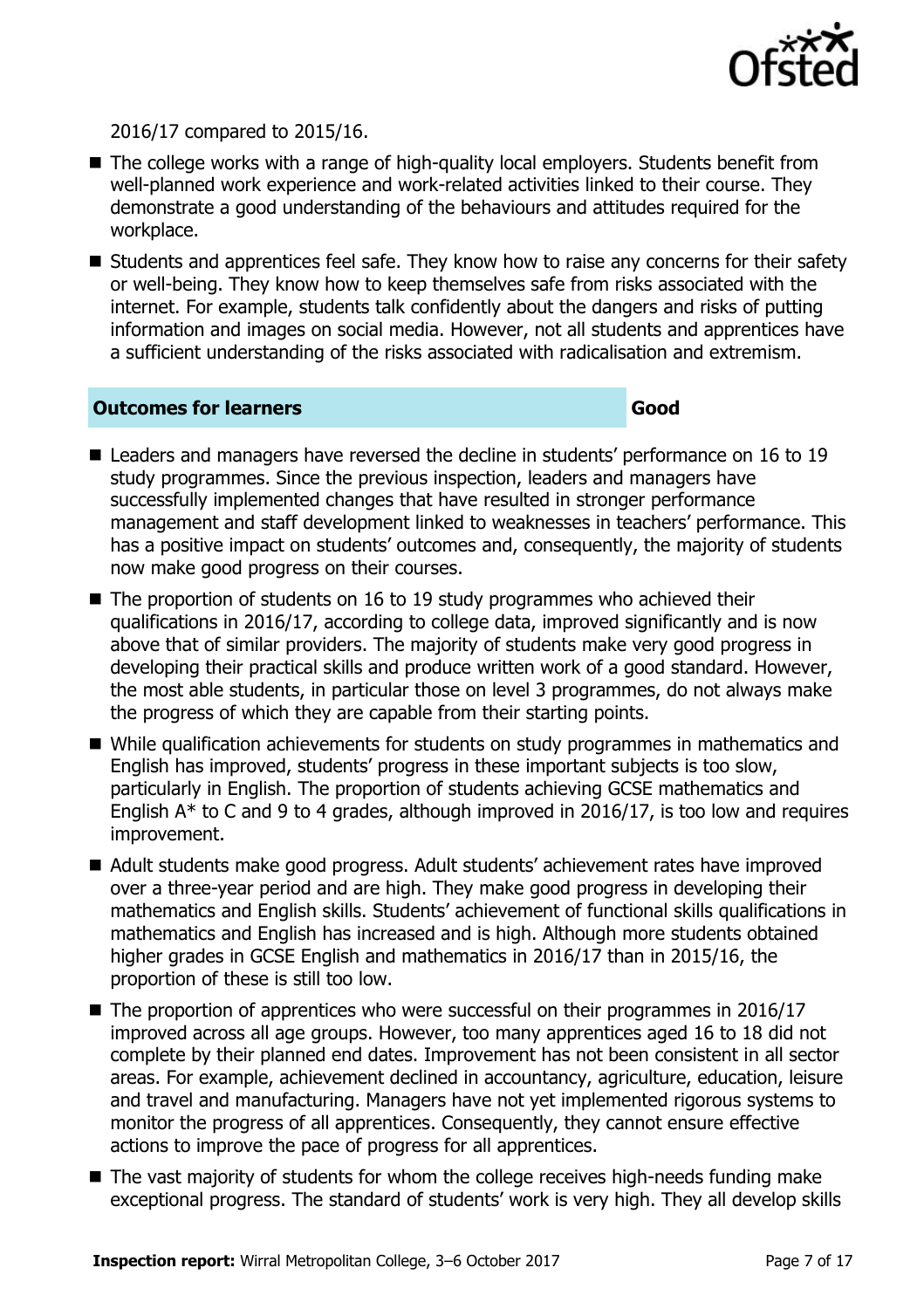2016/17 compared to 2015/16.

- The college works with a range of high-quality local employers. Students benefit from well-planned work experience and work-related activities linked to their course. They demonstrate a good understanding of the behaviours and attitudes required for the workplace.
- Students and apprentices feel safe. They know how to raise any concerns for their safety or well-being. They know how to keep themselves safe from risks associated with the internet. For example, students talk confidently about the dangers and risks of putting information and images on social media. However, not all students and apprentices have a sufficient understanding of the risks associated with radicalisation and extremism.

| **Outcomes for learners** | **Good** |
| --- | --- |

- Leaders and managers have reversed the decline in students' performance on 16 to 19 study programmes. Since the previous inspection, leaders and managers have successfully implemented changes that have resulted in stronger performance management and staff development linked to weaknesses in teachers' performance. This has a positive impact on students' outcomes and, consequently, the majority of students now make good progress on their courses.
- The proportion of students on 16 to 19 study programmes who achieved their qualifications in 2016/17, according to college data, improved significantly and is now above that of similar providers. The majority of students make very good progress in developing their practical skills and produce written work of a good standard. However, the most able students, in particular those on level 3 programmes, do not always make the progress of which they are capable from their starting points.
- While qualification achievements for students on study programmes in mathematics and English has improved, students' progress in these important subjects is too slow, particularly in English. The proportion of students achieving GCSE mathematics and English A* to C and 9 to 4 grades, although improved in 2016/17, is too low and requires improvement.
- Adult students make good progress. Adult students' achievement rates have improved over a three-year period and are high. They make good progress in developing their mathematics and English skills. Students' achievement of functional skills qualifications in mathematics and English has increased and is high. Although more students obtained higher grades in GCSE English and mathematics in 2016/17 than in 2015/16, the proportion of these is still too low.
- The proportion of apprentices who were successful on their programmes in 2016/17 improved across all age groups. However, too many apprentices aged 16 to 18 did not complete by their planned end dates. Improvement has not been consistent in all sector areas. For example, achievement declined in accountancy, agriculture, education, leisure and travel and manufacturing. Managers have not yet implemented rigorous systems to monitor the progress of all apprentices. Consequently, they cannot ensure effective actions to improve the pace of progress for all apprentices.
- The vast majority of students for whom the college receives high-needs funding make exceptional progress. The standard of students' work is very high. They all develop skills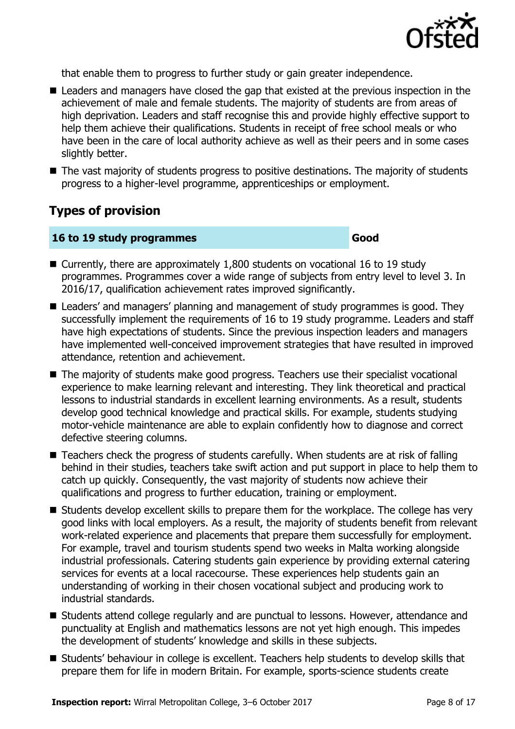that enable them to progress to further study or gain greater independence.

- Leaders and managers have closed the gap that existed at the previous inspection in the achievement of male and female students. The majority of students are from areas of high deprivation. Leaders and staff recognise this and provide highly effective support to help them achieve their qualifications. Students in receipt of free school meals or who have been in the care of local authority achieve as well as their peers and in some cases slightly better.
- The vast majority of students progress to positive destinations. The majority of students progress to a higher-level programme, apprenticeships or employment.

## Types of provision

| 16 to 19 study programmes | Good |
| --- | --- |

- Currently, there are approximately 1,800 students on vocational 16 to 19 study programmes. Programmes cover a wide range of subjects from entry level to level 3. In 2016/17, qualification achievement rates improved significantly.
- Leaders' and managers' planning and management of study programmes is good. They successfully implement the requirements of 16 to 19 study programme. Leaders and staff have high expectations of students. Since the previous inspection leaders and managers have implemented well-conceived improvement strategies that have resulted in improved attendance, retention and achievement.
- The majority of students make good progress. Teachers use their specialist vocational experience to make learning relevant and interesting. They link theoretical and practical lessons to industrial standards in excellent learning environments. As a result, students develop good technical knowledge and practical skills. For example, students studying motor-vehicle maintenance are able to explain confidently how to diagnose and correct defective steering columns.
- Teachers check the progress of students carefully. When students are at risk of falling behind in their studies, teachers take swift action and put support in place to help them to catch up quickly. Consequently, the vast majority of students now achieve their qualifications and progress to further education, training or employment.
- Students develop excellent skills to prepare them for the workplace. The college has very good links with local employers. As a result, the majority of students benefit from relevant work-related experience and placements that prepare them successfully for employment. For example, travel and tourism students spend two weeks in Malta working alongside industrial professionals. Catering students gain experience by providing external catering services for events at a local racecourse. These experiences help students gain an understanding of working in their chosen vocational subject and producing work to industrial standards.
- Students attend college regularly and are punctual to lessons. However, attendance and punctuality at English and mathematics lessons are not yet high enough. This impedes the development of students' knowledge and skills in these subjects.
- Students' behaviour in college is excellent. Teachers help students to develop skills that prepare them for life in modern Britain. For example, sports-science students create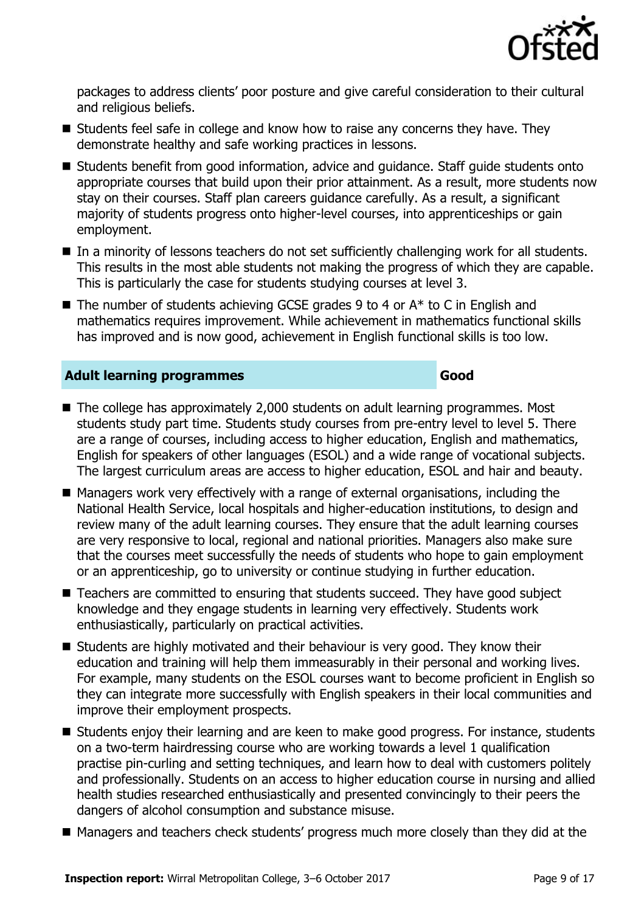packages to address clients' poor posture and give careful consideration to their cultural and religious beliefs.

- Students feel safe in college and know how to raise any concerns they have. They demonstrate healthy and safe working practices in lessons.
- Students benefit from good information, advice and guidance. Staff guide students onto appropriate courses that build upon their prior attainment. As a result, more students now stay on their courses. Staff plan careers guidance carefully. As a result, a significant majority of students progress onto higher-level courses, into apprenticeships or gain employment.
- In a minority of lessons teachers do not set sufficiently challenging work for all students. This results in the most able students not making the progress of which they are capable. This is particularly the case for students studying courses at level 3.
- The number of students achieving GCSE grades 9 to 4 or A* to C in English and mathematics requires improvement. While achievement in mathematics functional skills has improved and is now good, achievement in English functional skills is too low.

| **Adult learning programmes** | **Good** |
|---|---|

- The college has approximately 2,000 students on adult learning programmes. Most students study part time. Students study courses from pre-entry level to level 5. There are a range of courses, including access to higher education, English and mathematics, English for speakers of other languages (ESOL) and a wide range of vocational subjects. The largest curriculum areas are access to higher education, ESOL and hair and beauty.
- Managers work very effectively with a range of external organisations, including the National Health Service, local hospitals and higher-education institutions, to design and review many of the adult learning courses. They ensure that the adult learning courses are very responsive to local, regional and national priorities. Managers also make sure that the courses meet successfully the needs of students who hope to gain employment or an apprenticeship, go to university or continue studying in further education.
- Teachers are committed to ensuring that students succeed. They have good subject knowledge and they engage students in learning very effectively. Students work enthusiastically, particularly on practical activities.
- Students are highly motivated and their behaviour is very good. They know their education and training will help them immeasurably in their personal and working lives. For example, many students on the ESOL courses want to become proficient in English so they can integrate more successfully with English speakers in their local communities and improve their employment prospects.
- Students enjoy their learning and are keen to make good progress. For instance, students on a two-term hairdressing course who are working towards a level 1 qualification practise pin-curling and setting techniques, and learn how to deal with customers politely and professionally. Students on an access to higher education course in nursing and allied health studies researched enthusiastically and presented convincingly to their peers the dangers of alcohol consumption and substance misuse.
- Managers and teachers check students' progress much more closely than they did at the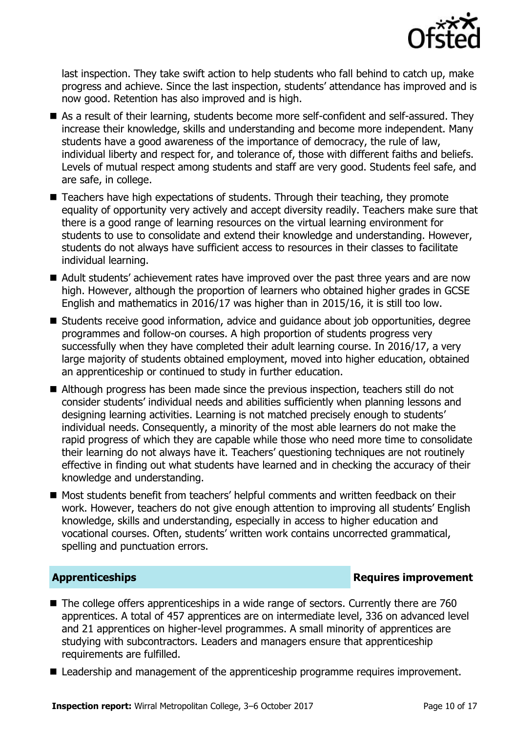last inspection. They take swift action to help students who fall behind to catch up, make progress and achieve. Since the last inspection, students' attendance has improved and is now good. Retention has also improved and is high.

- As a result of their learning, students become more self-confident and self-assured. They increase their knowledge, skills and understanding and become more independent. Many students have a good awareness of the importance of democracy, the rule of law, individual liberty and respect for, and tolerance of, those with different faiths and beliefs. Levels of mutual respect among students and staff are very good. Students feel safe, and are safe, in college.
- Teachers have high expectations of students. Through their teaching, they promote equality of opportunity very actively and accept diversity readily. Teachers make sure that there is a good range of learning resources on the virtual learning environment for students to use to consolidate and extend their knowledge and understanding. However, students do not always have sufficient access to resources in their classes to facilitate individual learning.
- Adult students' achievement rates have improved over the past three years and are now high. However, although the proportion of learners who obtained higher grades in GCSE English and mathematics in 2016/17 was higher than in 2015/16, it is still too low.
- Students receive good information, advice and guidance about job opportunities, degree programmes and follow-on courses. A high proportion of students progress very successfully when they have completed their adult learning course. In 2016/17, a very large majority of students obtained employment, moved into higher education, obtained an apprenticeship or continued to study in further education.
- Although progress has been made since the previous inspection, teachers still do not consider students' individual needs and abilities sufficiently when planning lessons and designing learning activities. Learning is not matched precisely enough to students' individual needs. Consequently, a minority of the most able learners do not make the rapid progress of which they are capable while those who need more time to consolidate their learning do not always have it. Teachers' questioning techniques are not routinely effective in finding out what students have learned and in checking the accuracy of their knowledge and understanding.
- Most students benefit from teachers' helpful comments and written feedback on their work. However, teachers do not give enough attention to improving all students' English knowledge, skills and understanding, especially in access to higher education and vocational courses. Often, students' written work contains uncorrected grammatical, spelling and punctuation errors.

## Apprenticeships — Requires improvement

- The college offers apprenticeships in a wide range of sectors. Currently there are 760 apprentices. A total of 457 apprentices are on intermediate level, 336 on advanced level and 21 apprentices on higher-level programmes. A small minority of apprentices are studying with subcontractors. Leaders and managers ensure that apprenticeship requirements are fulfilled.
- Leadership and management of the apprenticeship programme requires improvement.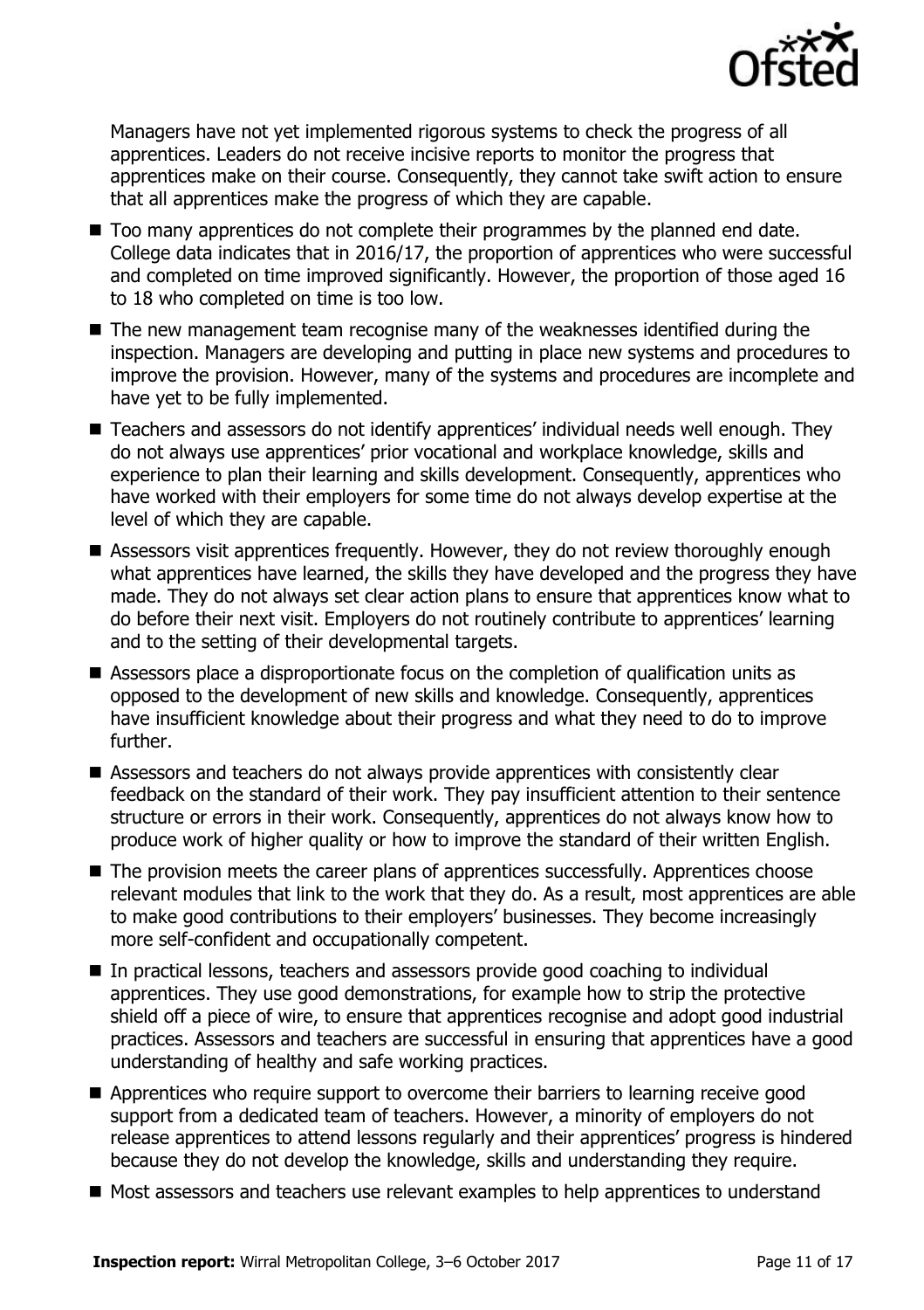Managers have not yet implemented rigorous systems to check the progress of all apprentices. Leaders do not receive incisive reports to monitor the progress that apprentices make on their course. Consequently, they cannot take swift action to ensure that all apprentices make the progress of which they are capable.

- Too many apprentices do not complete their programmes by the planned end date. College data indicates that in 2016/17, the proportion of apprentices who were successful and completed on time improved significantly. However, the proportion of those aged 16 to 18 who completed on time is too low.
- The new management team recognise many of the weaknesses identified during the inspection. Managers are developing and putting in place new systems and procedures to improve the provision. However, many of the systems and procedures are incomplete and have yet to be fully implemented.
- Teachers and assessors do not identify apprentices' individual needs well enough. They do not always use apprentices' prior vocational and workplace knowledge, skills and experience to plan their learning and skills development. Consequently, apprentices who have worked with their employers for some time do not always develop expertise at the level of which they are capable.
- Assessors visit apprentices frequently. However, they do not review thoroughly enough what apprentices have learned, the skills they have developed and the progress they have made. They do not always set clear action plans to ensure that apprentices know what to do before their next visit. Employers do not routinely contribute to apprentices' learning and to the setting of their developmental targets.
- Assessors place a disproportionate focus on the completion of qualification units as opposed to the development of new skills and knowledge. Consequently, apprentices have insufficient knowledge about their progress and what they need to do to improve further.
- Assessors and teachers do not always provide apprentices with consistently clear feedback on the standard of their work. They pay insufficient attention to their sentence structure or errors in their work. Consequently, apprentices do not always know how to produce work of higher quality or how to improve the standard of their written English.
- The provision meets the career plans of apprentices successfully. Apprentices choose relevant modules that link to the work that they do. As a result, most apprentices are able to make good contributions to their employers' businesses. They become increasingly more self-confident and occupationally competent.
- In practical lessons, teachers and assessors provide good coaching to individual apprentices. They use good demonstrations, for example how to strip the protective shield off a piece of wire, to ensure that apprentices recognise and adopt good industrial practices. Assessors and teachers are successful in ensuring that apprentices have a good understanding of healthy and safe working practices.
- Apprentices who require support to overcome their barriers to learning receive good support from a dedicated team of teachers. However, a minority of employers do not release apprentices to attend lessons regularly and their apprentices' progress is hindered because they do not develop the knowledge, skills and understanding they require.
- Most assessors and teachers use relevant examples to help apprentices to understand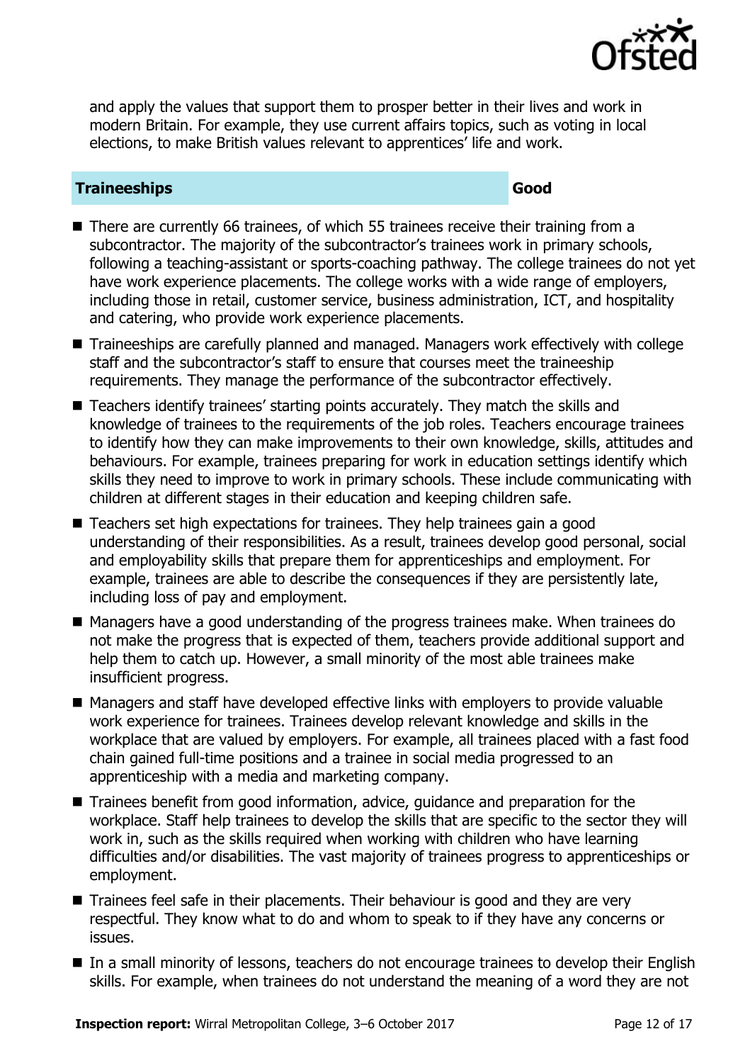and apply the values that support them to prosper better in their lives and work in modern Britain. For example, they use current affairs topics, such as voting in local elections, to make British values relevant to apprentices' life and work.

| **Traineeships** | **Good** |
|---|---|

- There are currently 66 trainees, of which 55 trainees receive their training from a subcontractor. The majority of the subcontractor's trainees work in primary schools, following a teaching-assistant or sports-coaching pathway. The college trainees do not yet have work experience placements. The college works with a wide range of employers, including those in retail, customer service, business administration, ICT, and hospitality and catering, who provide work experience placements.
- Traineeships are carefully planned and managed. Managers work effectively with college staff and the subcontractor's staff to ensure that courses meet the traineeship requirements. They manage the performance of the subcontractor effectively.
- Teachers identify trainees' starting points accurately. They match the skills and knowledge of trainees to the requirements of the job roles. Teachers encourage trainees to identify how they can make improvements to their own knowledge, skills, attitudes and behaviours. For example, trainees preparing for work in education settings identify which skills they need to improve to work in primary schools. These include communicating with children at different stages in their education and keeping children safe.
- Teachers set high expectations for trainees. They help trainees gain a good understanding of their responsibilities. As a result, trainees develop good personal, social and employability skills that prepare them for apprenticeships and employment. For example, trainees are able to describe the consequences if they are persistently late, including loss of pay and employment.
- Managers have a good understanding of the progress trainees make. When trainees do not make the progress that is expected of them, teachers provide additional support and help them to catch up. However, a small minority of the most able trainees make insufficient progress.
- Managers and staff have developed effective links with employers to provide valuable work experience for trainees. Trainees develop relevant knowledge and skills in the workplace that are valued by employers. For example, all trainees placed with a fast food chain gained full-time positions and a trainee in social media progressed to an apprenticeship with a media and marketing company.
- Trainees benefit from good information, advice, guidance and preparation for the workplace. Staff help trainees to develop the skills that are specific to the sector they will work in, such as the skills required when working with children who have learning difficulties and/or disabilities. The vast majority of trainees progress to apprenticeships or employment.
- Trainees feel safe in their placements. Their behaviour is good and they are very respectful. They know what to do and whom to speak to if they have any concerns or issues.
- In a small minority of lessons, teachers do not encourage trainees to develop their English skills. For example, when trainees do not understand the meaning of a word they are not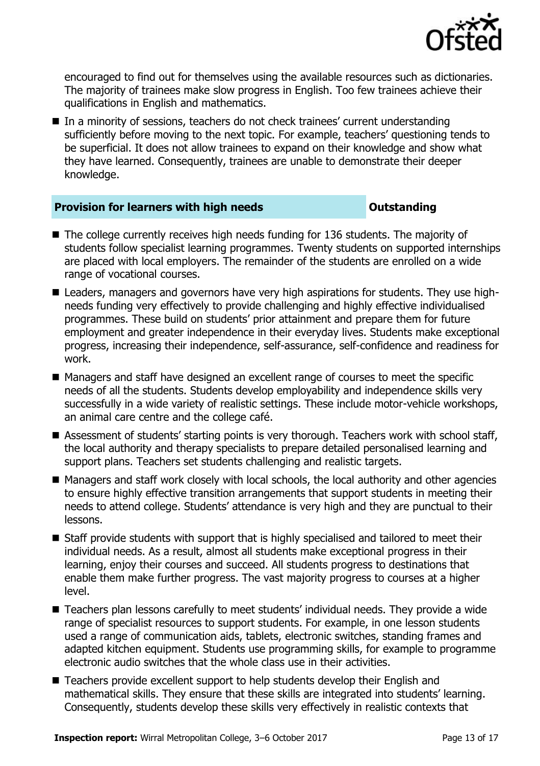encouraged to find out for themselves using the available resources such as dictionaries. The majority of trainees make slow progress in English. Too few trainees achieve their qualifications in English and mathematics.

- In a minority of sessions, teachers do not check trainees' current understanding sufficiently before moving to the next topic. For example, teachers' questioning tends to be superficial. It does not allow trainees to expand on their knowledge and show what they have learned. Consequently, trainees are unable to demonstrate their deeper knowledge.

| **Provision for learners with high needs** | **Outstanding** |
|---|---|

- The college currently receives high needs funding for 136 students. The majority of students follow specialist learning programmes. Twenty students on supported internships are placed with local employers. The remainder of the students are enrolled on a wide range of vocational courses.
- Leaders, managers and governors have very high aspirations for students. They use high-needs funding very effectively to provide challenging and highly effective individualised programmes. These build on students' prior attainment and prepare them for future employment and greater independence in their everyday lives. Students make exceptional progress, increasing their independence, self-assurance, self-confidence and readiness for work.
- Managers and staff have designed an excellent range of courses to meet the specific needs of all the students. Students develop employability and independence skills very successfully in a wide variety of realistic settings. These include motor-vehicle workshops, an animal care centre and the college café.
- Assessment of students' starting points is very thorough. Teachers work with school staff, the local authority and therapy specialists to prepare detailed personalised learning and support plans. Teachers set students challenging and realistic targets.
- Managers and staff work closely with local schools, the local authority and other agencies to ensure highly effective transition arrangements that support students in meeting their needs to attend college. Students' attendance is very high and they are punctual to their lessons.
- Staff provide students with support that is highly specialised and tailored to meet their individual needs. As a result, almost all students make exceptional progress in their learning, enjoy their courses and succeed. All students progress to destinations that enable them make further progress. The vast majority progress to courses at a higher level.
- Teachers plan lessons carefully to meet students' individual needs. They provide a wide range of specialist resources to support students. For example, in one lesson students used a range of communication aids, tablets, electronic switches, standing frames and adapted kitchen equipment. Students use programming skills, for example to programme electronic audio switches that the whole class use in their activities.
- Teachers provide excellent support to help students develop their English and mathematical skills. They ensure that these skills are integrated into students' learning. Consequently, students develop these skills very effectively in realistic contexts that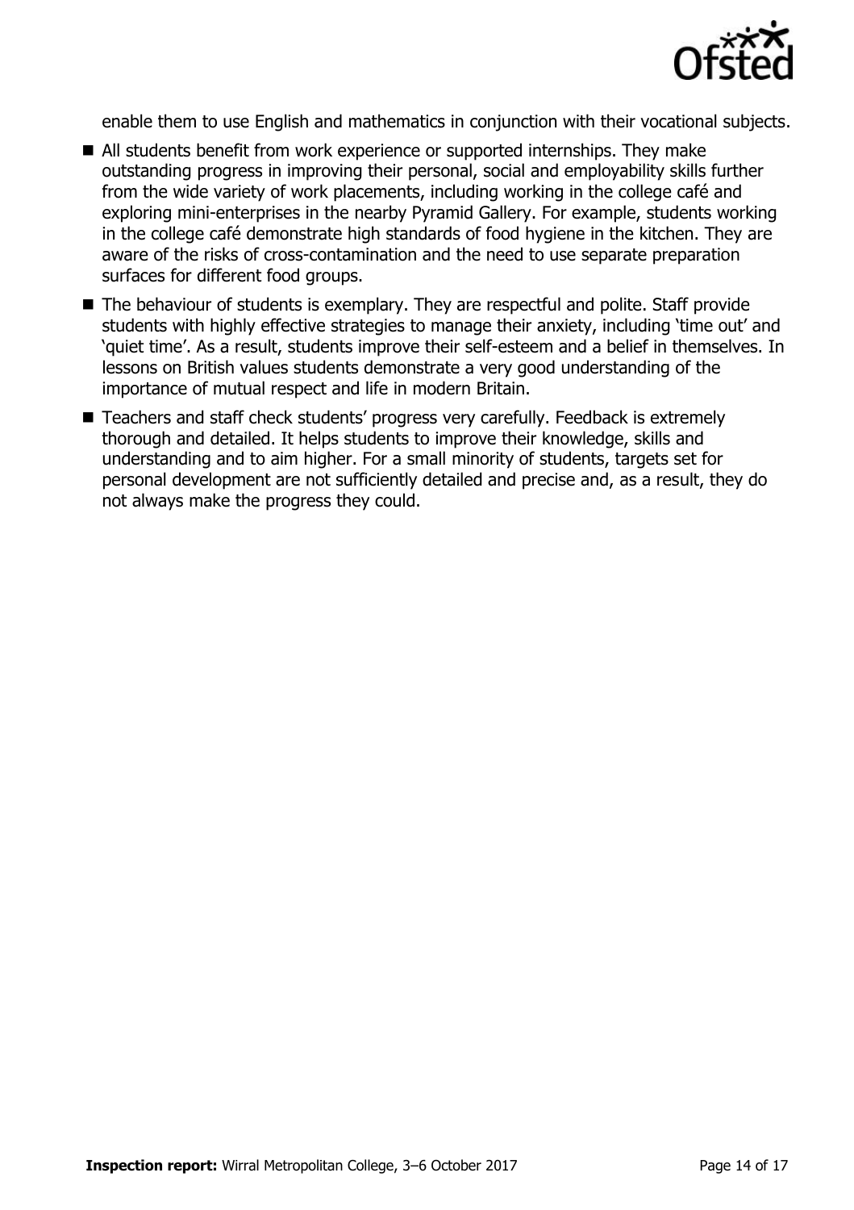enable them to use English and mathematics in conjunction with their vocational subjects.

- All students benefit from work experience or supported internships. They make outstanding progress in improving their personal, social and employability skills further from the wide variety of work placements, including working in the college café and exploring mini-enterprises in the nearby Pyramid Gallery. For example, students working in the college café demonstrate high standards of food hygiene in the kitchen. They are aware of the risks of cross-contamination and the need to use separate preparation surfaces for different food groups.
- The behaviour of students is exemplary. They are respectful and polite. Staff provide students with highly effective strategies to manage their anxiety, including 'time out' and 'quiet time'. As a result, students improve their self-esteem and a belief in themselves. In lessons on British values students demonstrate a very good understanding of the importance of mutual respect and life in modern Britain.
- Teachers and staff check students' progress very carefully. Feedback is extremely thorough and detailed. It helps students to improve their knowledge, skills and understanding and to aim higher. For a small minority of students, targets set for personal development are not sufficiently detailed and precise and, as a result, they do not always make the progress they could.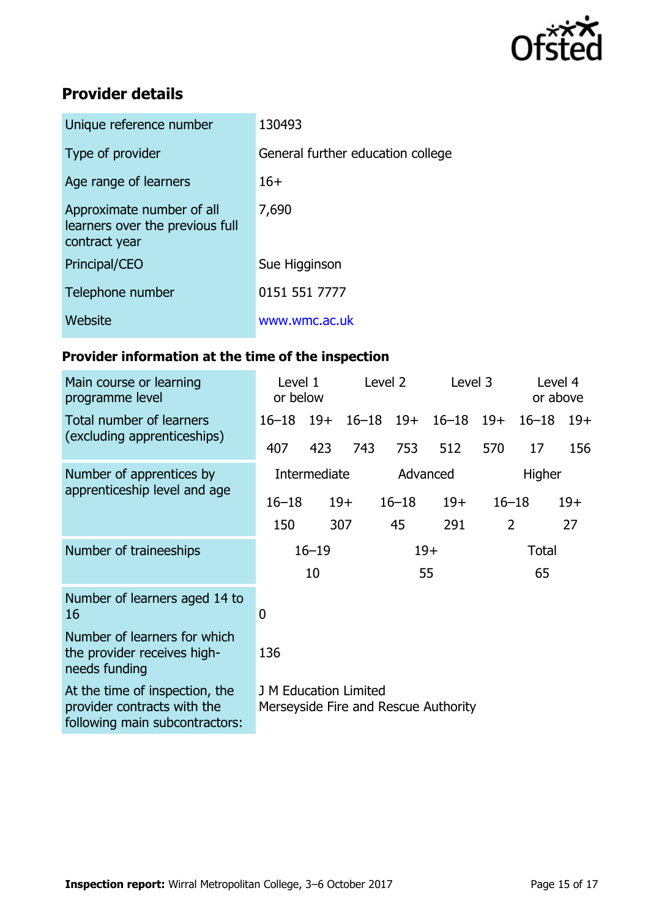## Provider details

| | |
|---|---|
| Unique reference number | 130493 |
| Type of provider | General further education college |
| Age range of learners | 16+ |
| Approximate number of all learners over the previous full contract year | 7,690 |
| Principal/CEO | Sue Higginson |
| Telephone number | 0151 551 7777 |
| Website | www.wmc.ac.uk |

### Provider information at the time of the inspection

| Main course or learning programme level | Level 1 or below | | Level 2 | | Level 3 | | Level 4 or above | |
|---|---|---|---|---|---|---|---|---|
| Total number of learners (excluding apprenticeships) | 16–18 | 19+ | 16–18 | 19+ | 16–18 | 19+ | 16–18 | 19+ |
| | 407 | 423 | 743 | 753 | 512 | 570 | 17 | 156 |

| Number of apprentices by apprenticeship level and age | Intermediate | | Advanced | | Higher | |
|---|---|---|---|---|---|---|
| | 16–18 | 19+ | 16–18 | 19+ | 16–18 | 19+ |
| | 150 | 307 | 45 | 291 | 2 | 27 |

| Number of traineeships | 16–19 | 19+ | Total |
|---|---|---|---|
| | 10 | 55 | 65 |

| | |
|---|---|
| Number of learners aged 14 to 16 | 0 |
| Number of learners for which the provider receives high-needs funding | 136 |
| At the time of inspection, the provider contracts with the following main subcontractors: | J M Education Limited<br>Merseyside Fire and Rescue Authority |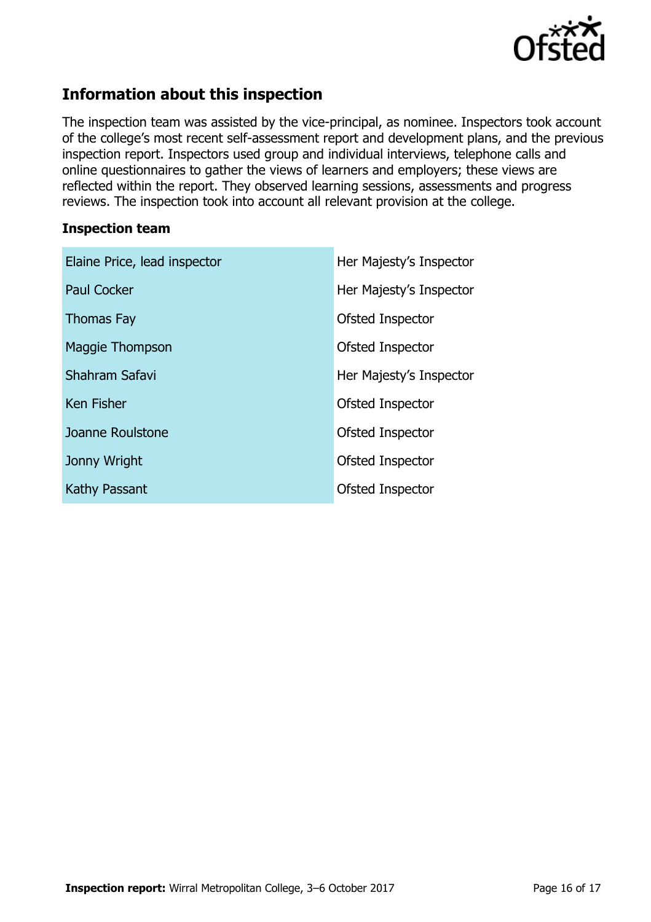## Information about this inspection

The inspection team was assisted by the vice-principal, as nominee. Inspectors took account of the college's most recent self-assessment report and development plans, and the previous inspection report. Inspectors used group and individual interviews, telephone calls and online questionnaires to gather the views of learners and employers; these views are reflected within the report. They observed learning sessions, assessments and progress reviews. The inspection took into account all relevant provision at the college.

### Inspection team

| | |
|---|---|
| Elaine Price, lead inspector | Her Majesty's Inspector |
| Paul Cocker | Her Majesty's Inspector |
| Thomas Fay | Ofsted Inspector |
| Maggie Thompson | Ofsted Inspector |
| Shahram Safavi | Her Majesty's Inspector |
| Ken Fisher | Ofsted Inspector |
| Joanne Roulstone | Ofsted Inspector |
| Jonny Wright | Ofsted Inspector |
| Kathy Passant | Ofsted Inspector |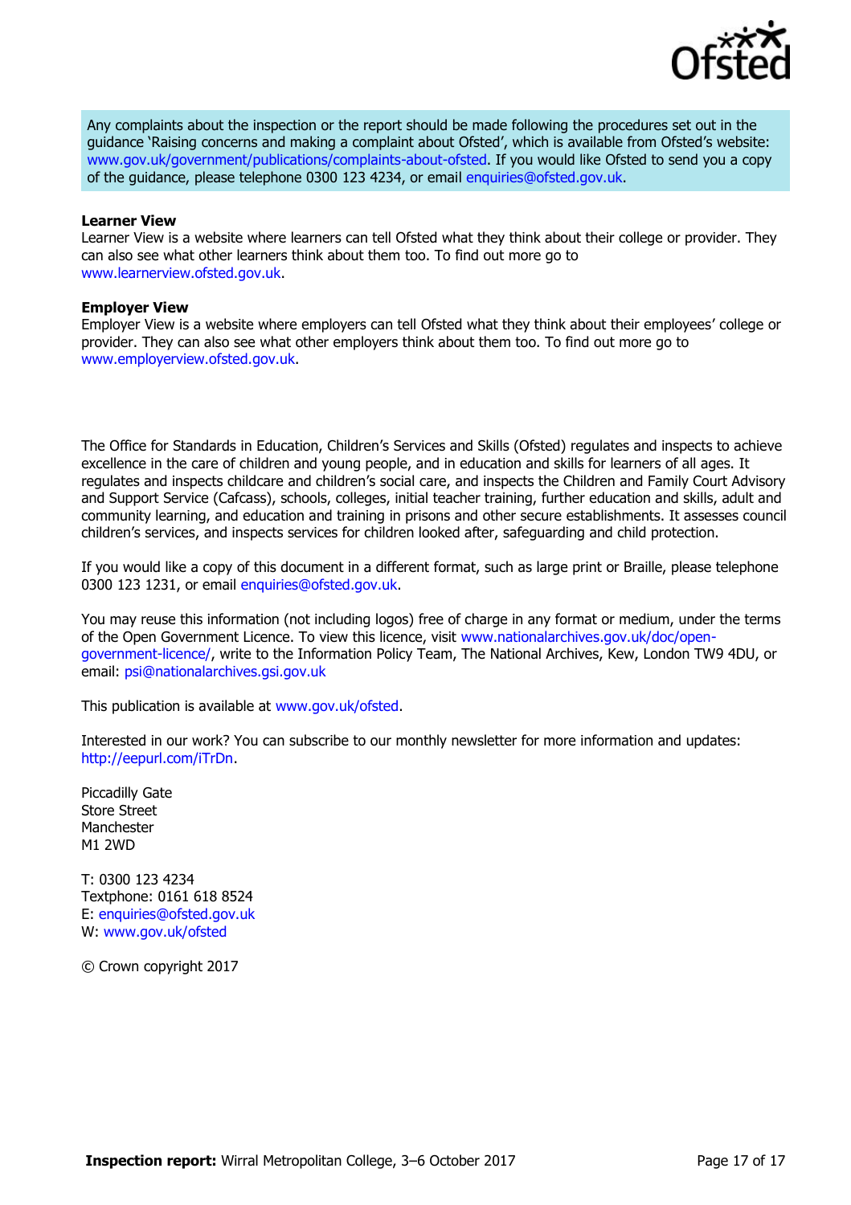Any complaints about the inspection or the report should be made following the procedures set out in the guidance 'Raising concerns and making a complaint about Ofsted', which is available from Ofsted's website: www.gov.uk/government/publications/complaints-about-ofsted. If you would like Ofsted to send you a copy of the guidance, please telephone 0300 123 4234, or email enquiries@ofsted.gov.uk.

**Learner View**
Learner View is a website where learners can tell Ofsted what they think about their college or provider. They can also see what other learners think about them too. To find out more go to www.learnerview.ofsted.gov.uk.

**Employer View**
Employer View is a website where employers can tell Ofsted what they think about their employees' college or provider. They can also see what other employers think about them too. To find out more go to www.employerview.ofsted.gov.uk.

The Office for Standards in Education, Children's Services and Skills (Ofsted) regulates and inspects to achieve excellence in the care of children and young people, and in education and skills for learners of all ages. It regulates and inspects childcare and children's social care, and inspects the Children and Family Court Advisory and Support Service (Cafcass), schools, colleges, initial teacher training, further education and skills, adult and community learning, and education and training in prisons and other secure establishments. It assesses council children's services, and inspects services for children looked after, safeguarding and child protection.

If you would like a copy of this document in a different format, such as large print or Braille, please telephone 0300 123 1231, or email enquiries@ofsted.gov.uk.

You may reuse this information (not including logos) free of charge in any format or medium, under the terms of the Open Government Licence. To view this licence, visit www.nationalarchives.gov.uk/doc/open-government-licence/, write to the Information Policy Team, The National Archives, Kew, London TW9 4DU, or email: psi@nationalarchives.gsi.gov.uk

This publication is available at www.gov.uk/ofsted.

Interested in our work? You can subscribe to our monthly newsletter for more information and updates: http://eepurl.com/iTrDn.

Piccadilly Gate
Store Street
Manchester
M1 2WD

T: 0300 123 4234
Textphone: 0161 618 8524
E: enquiries@ofsted.gov.uk
W: www.gov.uk/ofsted

© Crown copyright 2017